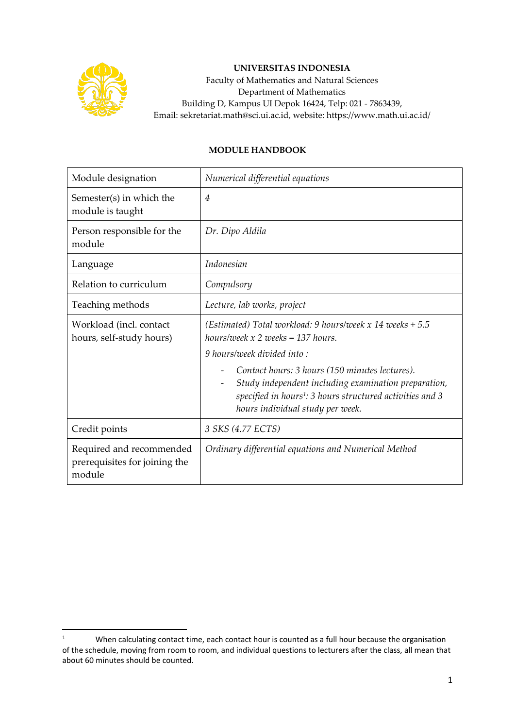**UNIVERSITAS INDONESIA**
Faculty of Mathematics and Natural Sciences
Department of Mathematics
Building D, Kampus UI Depok 16424, Telp: 021 - 7863439,
Email: sekretariat.math@sci.ui.ac.id, website: https://www.math.ui.ac.id/

**MODULE HANDBOOK**

| Module designation | *Numerical differential equations* |
|---|---|
| Semester(s) in which the module is taught | *4* |
| Person responsible for the module | *Dr. Dipo Aldila* |
| Language | *Indonesian* |
| Relation to curriculum | *Compulsory* |
| Teaching methods | *Lecture, lab works, project* |
| Workload (incl. contact hours, self-study hours) | *(Estimated) Total workload: 9 hours/week x 14 weeks + 5.5 hours/week x 2 weeks = 137 hours.*<br>*9 hours/week divided into :*<br>- *Contact hours: 3 hours (150 minutes lectures).*<br>- *Study independent including examination preparation, specified in hours[1]: 3 hours structured activities and 3 hours individual study per week.* |
| Credit points | *3 SKS (4.77 ECTS)* |
| Required and recommended prerequisites for joining the module | *Ordinary differential equations and Numerical Method* |

[1] When calculating contact time, each contact hour is counted as a full hour because the organisation of the schedule, moving from room to room, and individual questions to lecturers after the class, all mean that about 60 minutes should be counted.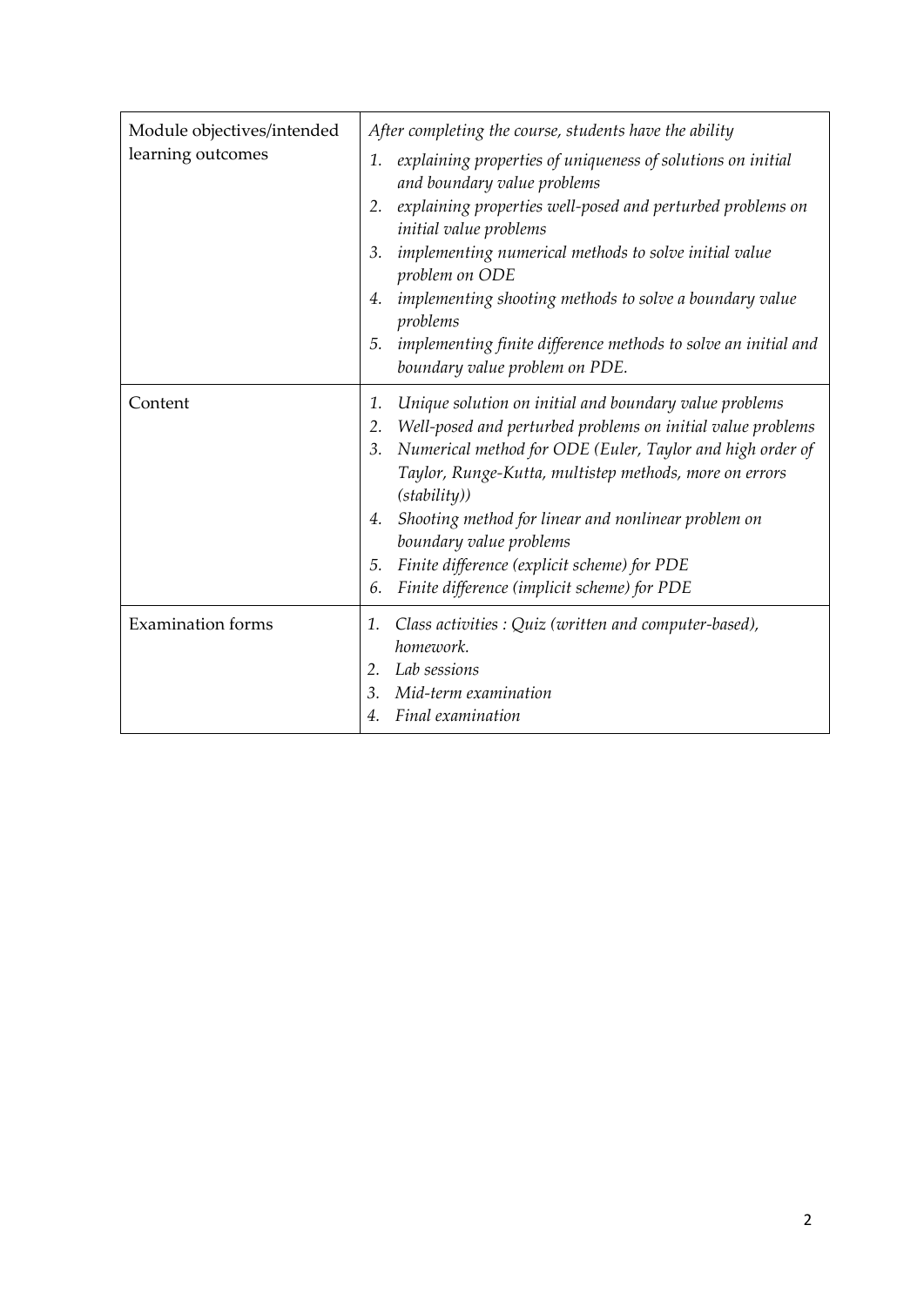| | |
|---|---|
| Module objectives/intended learning outcomes | *After completing the course, students have the ability*<br>1. *explaining properties of uniqueness of solutions on initial and boundary value problems*<br>2. *explaining properties well-posed and perturbed problems on initial value problems*<br>3. *implementing numerical methods to solve initial value problem on ODE*<br>4. *implementing shooting methods to solve a boundary value problems*<br>5. *implementing finite difference methods to solve an initial and boundary value problem on PDE.* |
| Content | 1. *Unique solution on initial and boundary value problems*<br>2. *Well-posed and perturbed problems on initial value problems*<br>3. *Numerical method for ODE (Euler, Taylor and high order of Taylor, Runge-Kutta, multistep methods, more on errors (stability))*<br>4. *Shooting method for linear and nonlinear problem on boundary value problems*<br>5. *Finite difference (explicit scheme) for PDE*<br>6. *Finite difference (implicit scheme) for PDE* |
| Examination forms | 1. *Class activities : Quiz (written and computer-based), homework.*<br>2. *Lab sessions*<br>3. *Mid-term examination*<br>4. *Final examination* |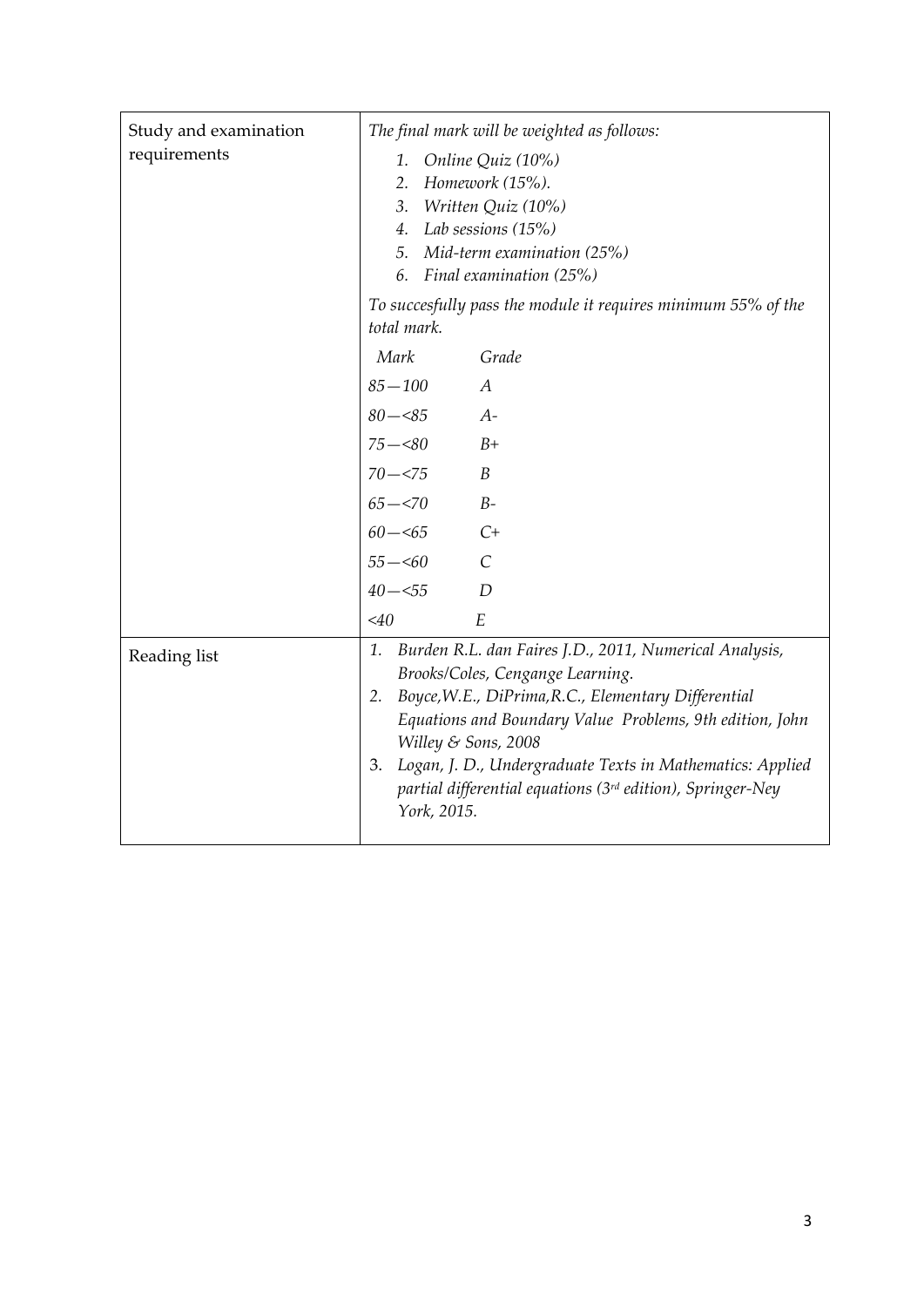| | |
|---|---|
| Study and examination requirements | *The final mark will be weighted as follows:*<br>1. *Online Quiz (10%)*<br>2. *Homework (15%).*<br>3. *Written Quiz (10%)*<br>4. *Lab sessions (15%)*<br>5. *Mid-term examination (25%)*<br>6. *Final examination (25%)*<br><br>*To succesfully pass the module it requires minimum 55% of the total mark.*<br><br>*Mark* — *Grade*<br>*85—100* — *A*<br>*80—<85* — *A-*<br>*75—<80* — *B+*<br>*70—<75* — *B*<br>*65—<70* — *B-*<br>*60—<65* — *C+*<br>*55—<60* — *C*<br>*40—<55* — *D*<br>*<40* — *E* |
| Reading list | 1. *Burden R.L. dan Faires J.D., 2011, Numerical Analysis, Brooks/Coles, Cengange Learning.*<br>2. *Boyce,W.E., DiPrima,R.C., Elementary Differential Equations and Boundary Value Problems, 9th edition, John Willey & Sons, 2008*<br>3. *Logan, J. D., Undergraduate Texts in Mathematics: Applied partial differential equations (3rd edition), Springer-Ney York, 2015.* |